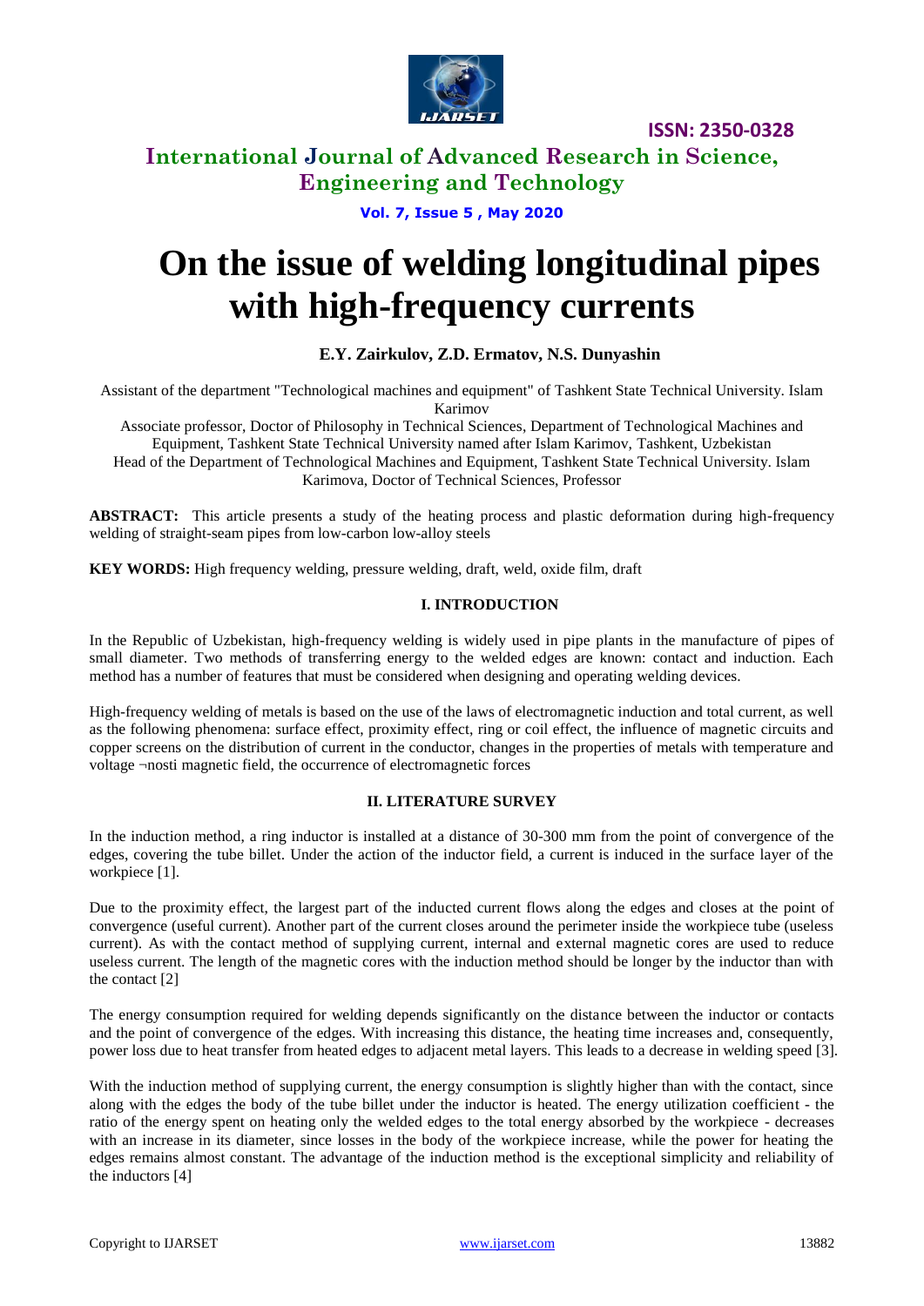**ISSN: 2350-0328**

**International Journal of Advanced Research in Science, Engineering and Technology**

**Vol. 7, Issue 5 , May 2020**

# On the issue of welding longitudinal pipes with high-frequency currents

**E.Y. Zairkulov, Z.D. Ermatov, N.S. Dunyashin**

Assistant of the department "Technological machines and equipment" of Tashkent State Technical University. Islam Karimov

Associate professor, Doctor of Philosophy in Technical Sciences, Department of Technological Machines and Equipment, Tashkent State Technical University named after Islam Karimov, Tashkent, Uzbekistan

Head of the Department of Technological Machines and Equipment, Tashkent State Technical University. Islam Karimova, Doctor of Technical Sciences, Professor

**ABSTRACT:** This article presents a study of the heating process and plastic deformation during high-frequency welding of straight-seam pipes from low-carbon low-alloy steels

**KEY WORDS:** High frequency welding, pressure welding, draft, weld, oxide film, draft

## I. INTRODUCTION

In the Republic of Uzbekistan, high-frequency welding is widely used in pipe plants in the manufacture of pipes of small diameter. Two methods of transferring energy to the welded edges are known: contact and induction. Each method has a number of features that must be considered when designing and operating welding devices.

High-frequency welding of metals is based on the use of the laws of electromagnetic induction and total current, as well as the following phenomena: surface effect, proximity effect, ring or coil effect, the influence of magnetic circuits and copper screens on the distribution of current in the conductor, changes in the properties of metals with temperature and voltage ¬nosti magnetic field, the occurrence of electromagnetic forces

## II. LITERATURE SURVEY

In the induction method, a ring inductor is installed at a distance of 30-300 mm from the point of convergence of the edges, covering the tube billet. Under the action of the inductor field, a current is induced in the surface layer of the workpiece [1].

Due to the proximity effect, the largest part of the inducted current flows along the edges and closes at the point of convergence (useful current). Another part of the current closes around the perimeter inside the workpiece tube (useless current). As with the contact method of supplying current, internal and external magnetic cores are used to reduce useless current. The length of the magnetic cores with the induction method should be longer by the inductor than with the contact [2]

The energy consumption required for welding depends significantly on the distance between the inductor or contacts and the point of convergence of the edges. With increasing this distance, the heating time increases and, consequently, power loss due to heat transfer from heated edges to adjacent metal layers. This leads to a decrease in welding speed [3].

With the induction method of supplying current, the energy consumption is slightly higher than with the contact, since along with the edges the body of the tube billet under the inductor is heated. The energy utilization coefficient - the ratio of the energy spent on heating only the welded edges to the total energy absorbed by the workpiece - decreases with an increase in its diameter, since losses in the body of the workpiece increase, while the power for heating the edges remains almost constant. The advantage of the induction method is the exceptional simplicity and reliability of the inductors [4]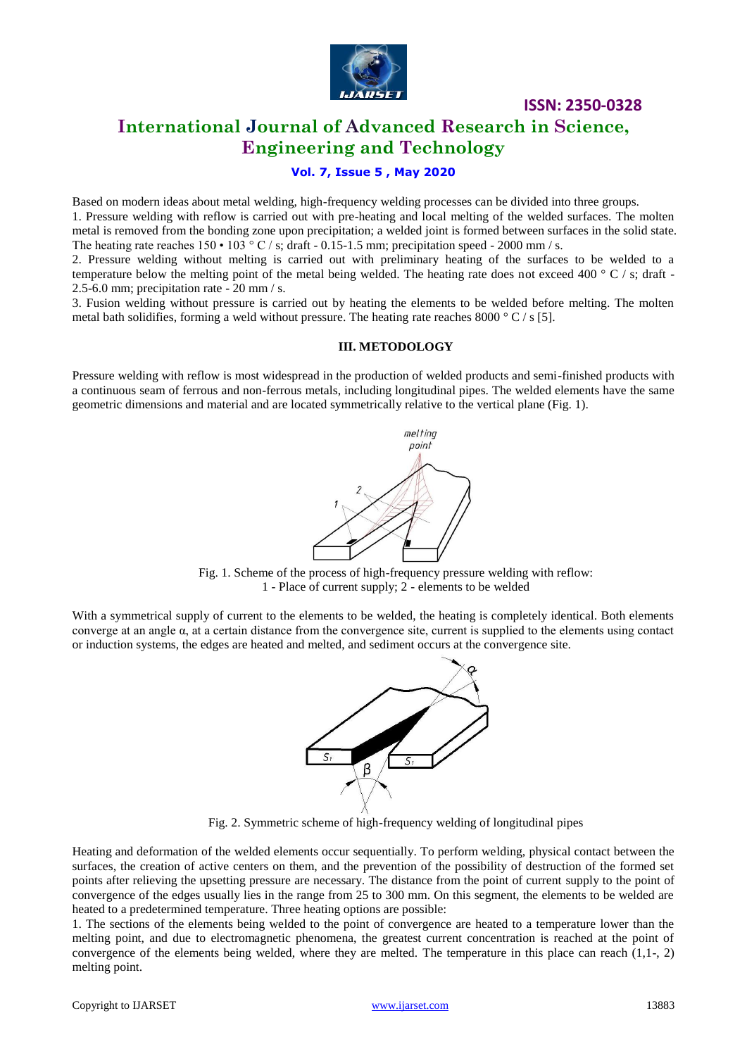Based on modern ideas about metal welding, high-frequency welding processes can be divided into three groups.

1. Pressure welding with reflow is carried out with pre-heating and local melting of the welded surfaces. The molten metal is removed from the bonding zone upon precipitation; a welded joint is formed between surfaces in the solid state. The heating rate reaches 150 • 103 ° C / s; draft - 0.15-1.5 mm; precipitation speed - 2000 mm / s.
2. Pressure welding without melting is carried out with preliminary heating of the surfaces to be welded to a temperature below the melting point of the metal being welded. The heating rate does not exceed 400 ° C / s; draft - 2.5-6.0 mm; precipitation rate - 20 mm / s.
3. Fusion welding without pressure is carried out by heating the elements to be welded before melting. The molten metal bath solidifies, forming a weld without pressure. The heating rate reaches 8000 ° C / s [5].

## III. METODOLOGY

Pressure welding with reflow is most widespread in the production of welded products and semi-finished products with a continuous seam of ferrous and non-ferrous metals, including longitudinal pipes. The welded elements have the same geometric dimensions and material and are located symmetrically relative to the vertical plane (Fig. 1).

Fig. 1. Scheme of the process of high-frequency pressure welding with reflow:
1 - Place of current supply; 2 - elements to be welded

With a symmetrical supply of current to the elements to be welded, the heating is completely identical. Both elements converge at an angle α, at a certain distance from the convergence site, current is supplied to the elements using contact or induction systems, the edges are heated and melted, and sediment occurs at the convergence site.

Fig. 2. Symmetric scheme of high-frequency welding of longitudinal pipes

Heating and deformation of the welded elements occur sequentially. To perform welding, physical contact between the surfaces, the creation of active centers on them, and the prevention of the possibility of destruction of the formed set points after relieving the upsetting pressure are necessary. The distance from the point of current supply to the point of convergence of the edges usually lies in the range from 25 to 300 mm. On this segment, the elements to be welded are heated to a predetermined temperature. Three heating options are possible:

1. The sections of the elements being welded to the point of convergence are heated to a temperature lower than the melting point, and due to electromagnetic phenomena, the greatest current concentration is reached at the point of convergence of the elements being welded, where they are melted. The temperature in this place can reach (1,1-, 2) melting point.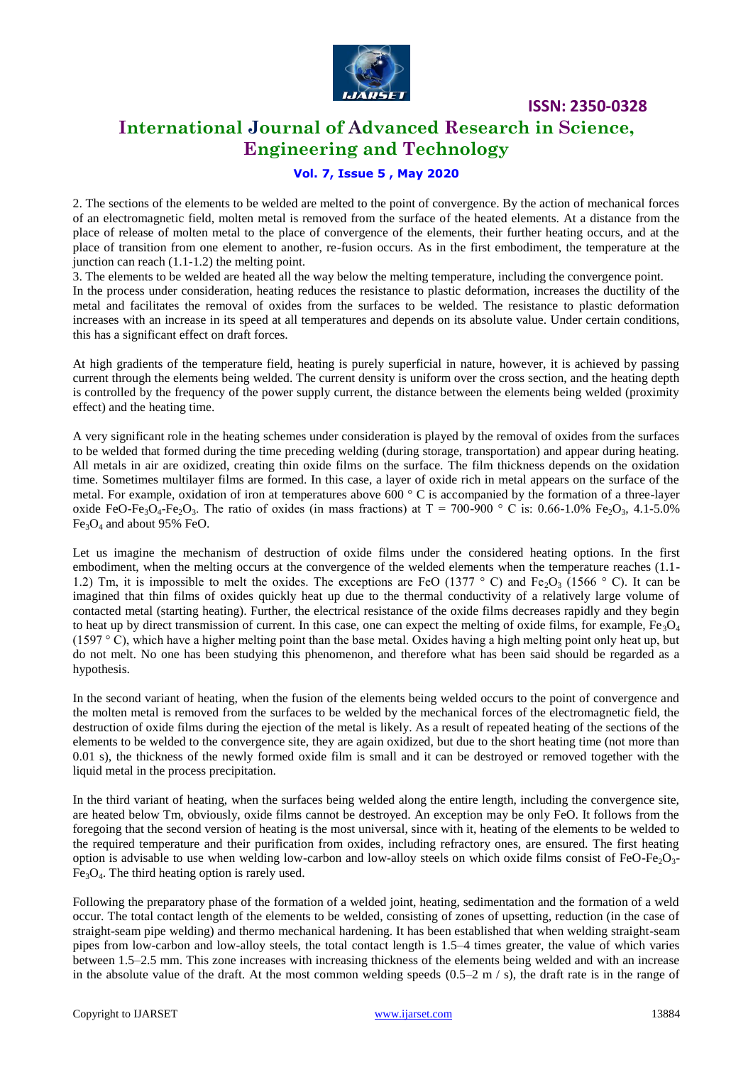2. The sections of the elements to be welded are melted to the point of convergence. By the action of mechanical forces of an electromagnetic field, molten metal is removed from the surface of the heated elements. At a distance from the place of release of molten metal to the place of convergence of the elements, their further heating occurs, and at the place of transition from one element to another, re-fusion occurs. As in the first embodiment, the temperature at the junction can reach (1.1-1.2) the melting point.

3. The elements to be welded are heated all the way below the melting temperature, including the convergence point.

In the process under consideration, heating reduces the resistance to plastic deformation, increases the ductility of the metal and facilitates the removal of oxides from the surfaces to be welded. The resistance to plastic deformation increases with an increase in its speed at all temperatures and depends on its absolute value. Under certain conditions, this has a significant effect on draft forces.

At high gradients of the temperature field, heating is purely superficial in nature, however, it is achieved by passing current through the elements being welded. The current density is uniform over the cross section, and the heating depth is controlled by the frequency of the power supply current, the distance between the elements being welded (proximity effect) and the heating time.

A very significant role in the heating schemes under consideration is played by the removal of oxides from the surfaces to be welded that formed during the time preceding welding (during storage, transportation) and appear during heating. All metals in air are oxidized, creating thin oxide films on the surface. The film thickness depends on the oxidation time. Sometimes multilayer films are formed. In this case, a layer of oxide rich in metal appears on the surface of the metal. For example, oxidation of iron at temperatures above 600 ° C is accompanied by the formation of a three-layer oxide $FeO$-$Fe_3O_4$-$Fe_2O_3$. The ratio of oxides (in mass fractions) at T = 700-900 ° C is: 0.66-1.0% $Fe_2O_3$, 4.1-5.0% $Fe_3O_4$ and about 95% $FeO$.

Let us imagine the mechanism of destruction of oxide films under the considered heating options. In the first embodiment, when the melting occurs at the convergence of the welded elements when the temperature reaches (1.1-1.2) Tm, it is impossible to melt the oxides. The exceptions are $FeO$ (1377 ° C) and $Fe_2O_3$ (1566 ° C). It can be imagined that thin films of oxides quickly heat up due to the thermal conductivity of a relatively large volume of contacted metal (starting heating). Further, the electrical resistance of the oxide films decreases rapidly and they begin to heat up by direct transmission of current. In this case, one can expect the melting of oxide films, for example, $Fe_3O_4$ (1597 ° C), which have a higher melting point than the base metal. Oxides having a high melting point only heat up, but do not melt. No one has been studying this phenomenon, and therefore what has been said should be regarded as a hypothesis.

In the second variant of heating, when the fusion of the elements being welded occurs to the point of convergence and the molten metal is removed from the surfaces to be welded by the mechanical forces of the electromagnetic field, the destruction of oxide films during the ejection of the metal is likely. As a result of repeated heating of the sections of the elements to be welded to the convergence site, they are again oxidized, but due to the short heating time (not more than 0.01 s), the thickness of the newly formed oxide film is small and it can be destroyed or removed together with the liquid metal in the process precipitation.

In the third variant of heating, when the surfaces being welded along the entire length, including the convergence site, are heated below Tm, obviously, oxide films cannot be destroyed. An exception may be only $FeO$. It follows from the foregoing that the second version of heating is the most universal, since with it, heating of the elements to be welded to the required temperature and their purification from oxides, including refractory ones, are ensured. The first heating option is advisable to use when welding low-carbon and low-alloy steels on which oxide films consist of $FeO$-$Fe_2O_3$-$Fe_3O_4$. The third heating option is rarely used.

Following the preparatory phase of the formation of a welded joint, heating, sedimentation and the formation of a weld occur. The total contact length of the elements to be welded, consisting of zones of upsetting, reduction (in the case of straight-seam pipe welding) and thermo mechanical hardening. It has been established that when welding straight-seam pipes from low-carbon and low-alloy steels, the total contact length is 1.5–4 times greater, the value of which varies between 1.5–2.5 mm. This zone increases with increasing thickness of the elements being welded and with an increase in the absolute value of the draft. At the most common welding speeds (0.5–2 m / s), the draft rate is in the range of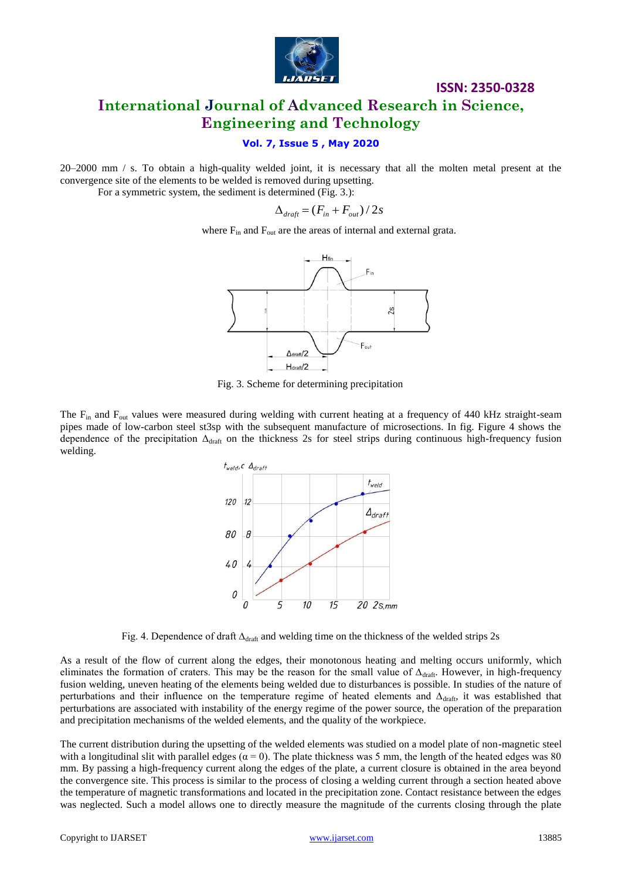20–2000 mm / s. To obtain a high-quality welded joint, it is necessary that all the molten metal present at the convergence site of the elements to be welded is removed during upsetting.

For a symmetric system, the sediment is determined (Fig. 3.):

$$\Delta_{draft} = (F_{in} + F_{out}) / 2s$$

where $F_{in}$ and $F_{out}$ are the areas of internal and external grata.

Fig. 3. Scheme for determining precipitation

The $F_{in}$ and $F_{out}$ values were measured during welding with current heating at a frequency of 440 kHz straight-seam pipes made of low-carbon steel st3sp with the subsequent manufacture of microsections. In fig. Figure 4 shows the dependence of the precipitation $\Delta_{draft}$ on the thickness 2s for steel strips during continuous high-frequency fusion welding.

Fig. 4. Dependence of draft $\Delta_{draft}$ and welding time on the thickness of the welded strips 2s

As a result of the flow of current along the edges, their monotonous heating and melting occurs uniformly, which eliminates the formation of craters. This may be the reason for the small value of $\Delta_{draft}$. However, in high-frequency fusion welding, uneven heating of the elements being welded due to disturbances is possible. In studies of the nature of perturbations and their influence on the temperature regime of heated elements and $\Delta_{draft}$, it was established that perturbations are associated with instability of the energy regime of the power source, the operation of the preparation and precipitation mechanisms of the welded elements, and the quality of the workpiece.

The current distribution during the upsetting of the welded elements was studied on a model plate of non-magnetic steel with a longitudinal slit with parallel edges ($\alpha = 0$). The plate thickness was 5 mm, the length of the heated edges was 80 mm. By passing a high-frequency current along the edges of the plate, a current closure is obtained in the area beyond the convergence site. This process is similar to the process of closing a welding current through a section heated above the temperature of magnetic transformations and located in the precipitation zone. Contact resistance between the edges was neglected. Such a model allows one to directly measure the magnitude of the currents closing through the plate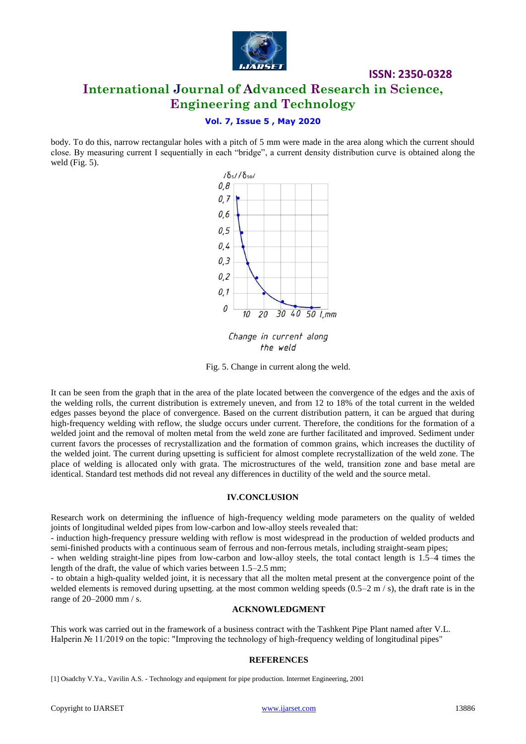body. To do this, narrow rectangular holes with a pitch of 5 mm were made in the area along which the current should close. By measuring current I sequentially in each "bridge", a current density distribution curve is obtained along the weld (Fig. 5).

Fig. 5. Change in current along the weld.

It can be seen from the graph that in the area of the plate located between the convergence of the edges and the axis of the welding rolls, the current distribution is extremely uneven, and from 12 to 18% of the total current in the welded edges passes beyond the place of convergence. Based on the current distribution pattern, it can be argued that during high-frequency welding with reflow, the sludge occurs under current. Therefore, the conditions for the formation of a welded joint and the removal of molten metal from the weld zone are further facilitated and improved. Sediment under current favors the processes of recrystallization and the formation of common grains, which increases the ductility of the welded joint. The current during upsetting is sufficient for almost complete recrystallization of the weld zone. The place of welding is allocated only with grata. The microstructures of the weld, transition zone and base metal are identical. Standard test methods did not reveal any differences in ductility of the weld and the source metal.

## IV.CONCLUSION

Research work on determining the influence of high-frequency welding mode parameters on the quality of welded joints of longitudinal welded pipes from low-carbon and low-alloy steels revealed that:

- induction high-frequency pressure welding with reflow is most widespread in the production of welded products and semi-finished products with a continuous seam of ferrous and non-ferrous metals, including straight-seam pipes;
- when welding straight-line pipes from low-carbon and low-alloy steels, the total contact length is 1.5–4 times the length of the draft, the value of which varies between 1.5–2.5 mm;
- to obtain a high-quality welded joint, it is necessary that all the molten metal present at the convergence point of the welded elements is removed during upsetting. at the most common welding speeds (0.5–2 m / s), the draft rate is in the range of 20–2000 mm / s.

## ACKNOWLEDGMENT

This work was carried out in the framework of a business contract with the Tashkent Pipe Plant named after V.L. Halperin № 11/2019 on the topic: "Improving the technology of high-frequency welding of longitudinal pipes"

## REFERENCES

[1] Osadchy V.Ya., Vavilin A.S. - Technology and equipment for pipe production. Intermet Engineering, 2001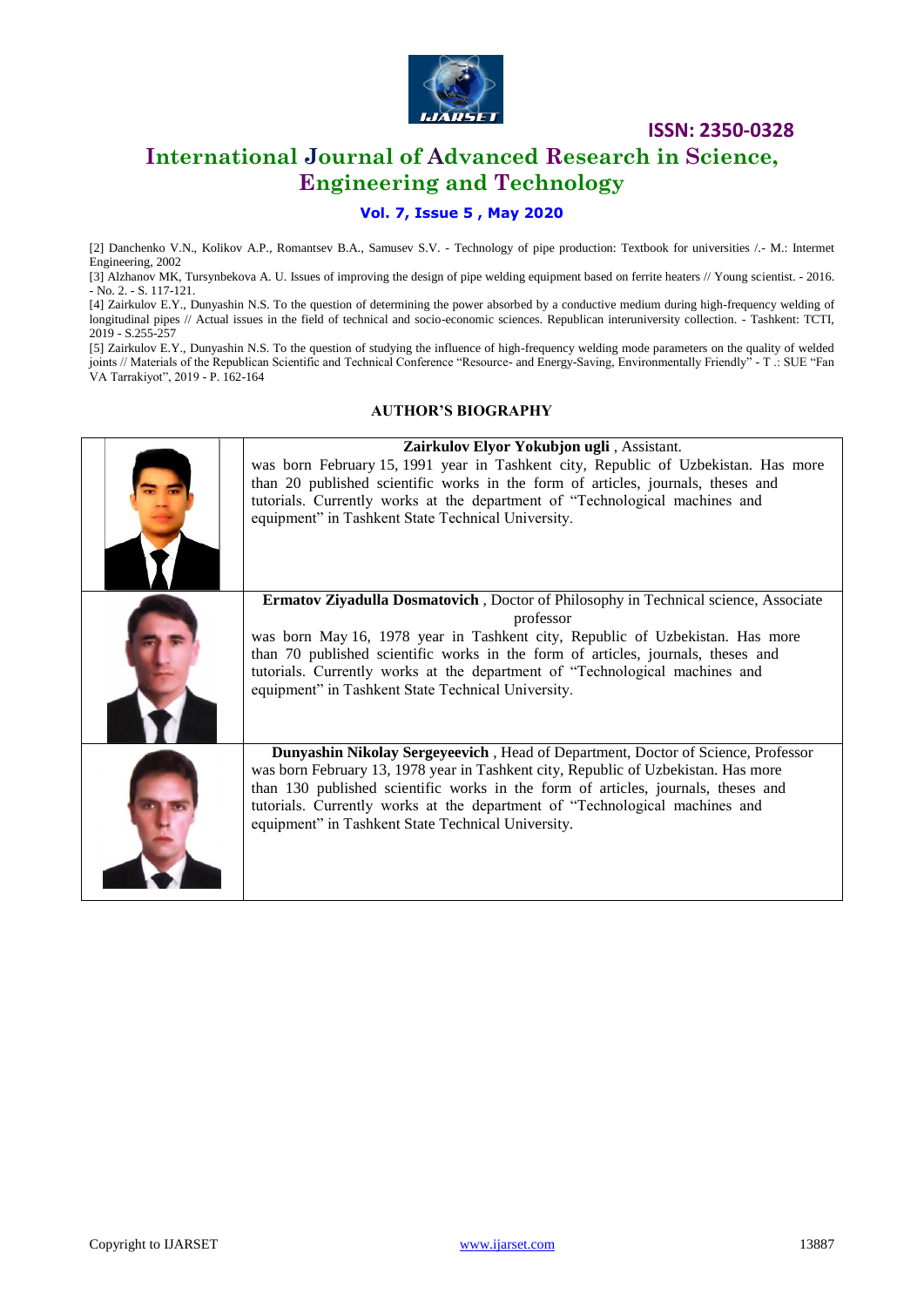[2] Danchenko V.N., Kolikov A.P., Romantsev B.A., Samusev S.V. - Technology of pipe production: Textbook for universities /.- M.: Intermet Engineering, 2002

[3] Alzhanov MK, Tursynbekova A. U. Issues of improving the design of pipe welding equipment based on ferrite heaters // Young scientist. - 2016. - No. 2. - S. 117-121.

[4] Zairkulov E.Y., Dunyashin N.S. To the question of determining the power absorbed by a conductive medium during high-frequency welding of longitudinal pipes // Actual issues in the field of technical and socio-economic sciences. Republican interuniversity collection. - Tashkent: TCTI, 2019 - S.255-257

[5] Zairkulov E.Y., Dunyashin N.S. To the question of studying the influence of high-frequency welding mode parameters on the quality of welded joints // Materials of the Republican Scientific and Technical Conference "Resource- and Energy-Saving, Environmentally Friendly" - T .: SUE "Fan VA Tarrakiyot", 2019 - P. 162-164

## AUTHOR'S BIOGRAPHY

| | |
|---|---|
| | **Zairkulov Elyor Yokubjon ugli** , Assistant. was born February 15, 1991 year in Tashkent city, Republic of Uzbekistan. Has more than 20 published scientific works in the form of articles, journals, theses and tutorials. Currently works at the department of "Technological machines and equipment" in Tashkent State Technical University. |
| | **Ermatov Ziyadulla Dosmatovich** , Doctor of Philosophy in Technical science, Associate professor was born May 16, 1978 year in Tashkent city, Republic of Uzbekistan. Has more than 70 published scientific works in the form of articles, journals, theses and tutorials. Currently works at the department of "Technological machines and equipment" in Tashkent State Technical University. |
| | **Dunyashin Nikolay Sergeyeevich** , Head of Department, Doctor of Science, Professor was born February 13, 1978 year in Tashkent city, Republic of Uzbekistan. Has more than 130 published scientific works in the form of articles, journals, theses and tutorials. Currently works at the department of "Technological machines and equipment" in Tashkent State Technical University. |